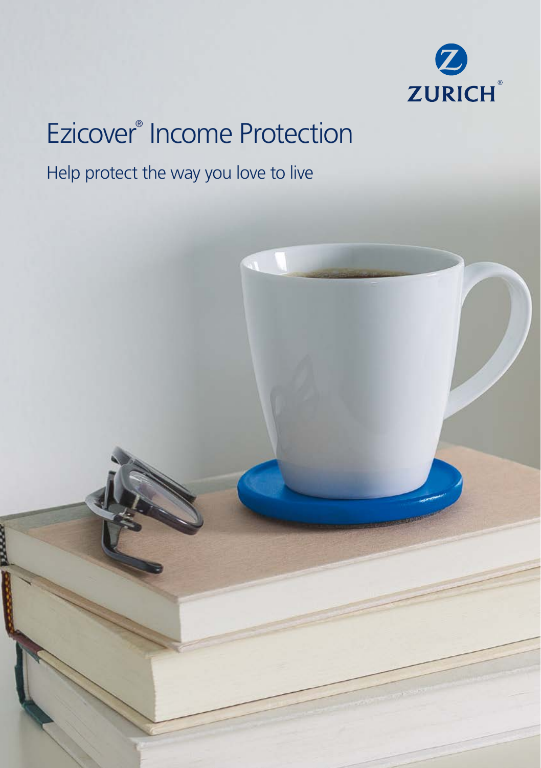ZURICH®

# Ezicover® Income Protection

## Help protect the way you love to live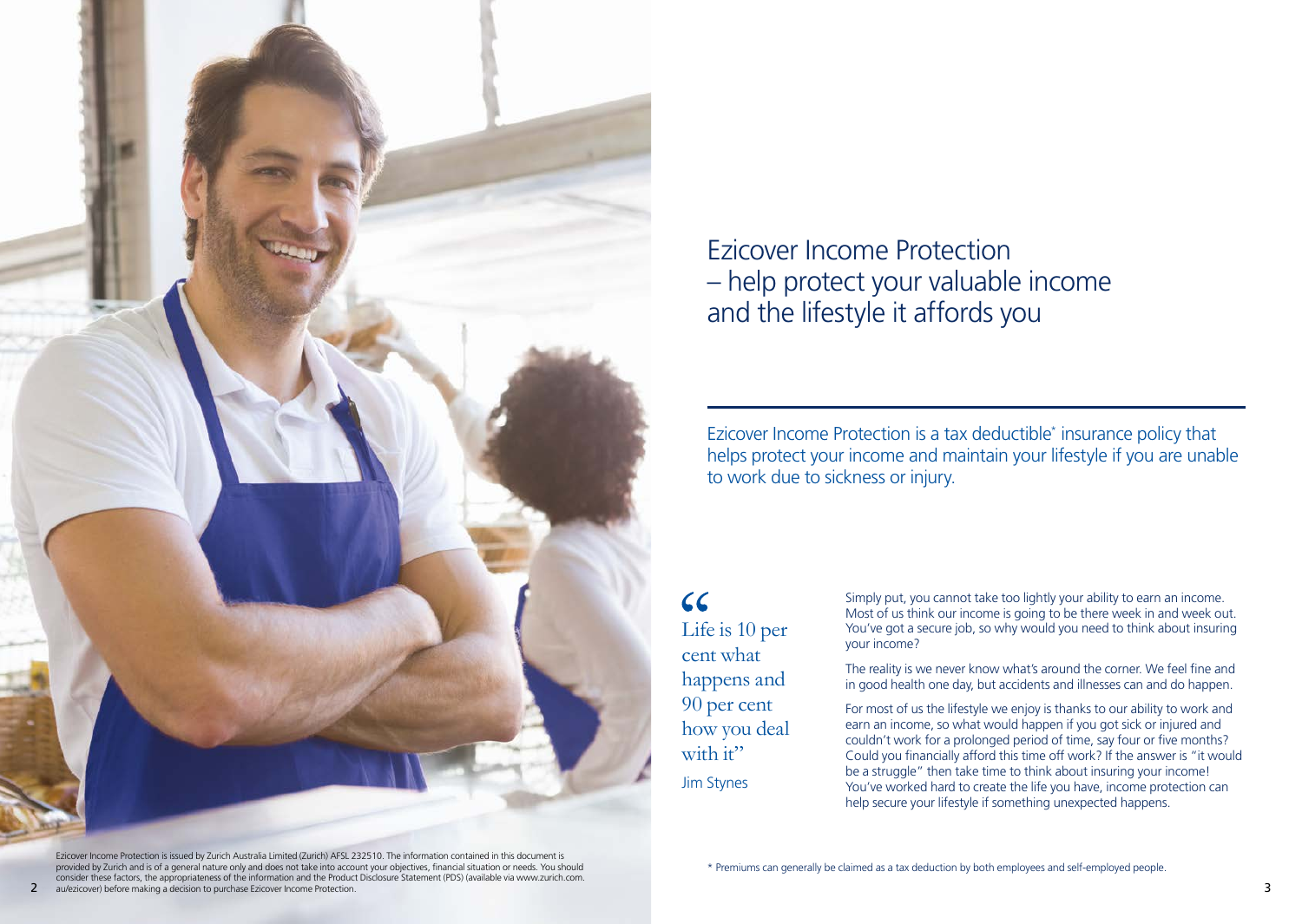# Ezicover Income Protection – help protect your valuable income and the lifestyle it affords you

Ezicover Income Protection is a tax deductible* insurance policy that helps protect your income and maintain your lifestyle if you are unable to work due to sickness or injury.

> "Life is 10 per cent what happens and 90 per cent how you deal with it"
>
> Jim Stynes

Simply put, you cannot take too lightly your ability to earn an income. Most of us think our income is going to be there week in and week out. You've got a secure job, so why would you need to think about insuring your income?

The reality is we never know what's around the corner. We feel fine and in good health one day, but accidents and illnesses can and do happen.

For most of us the lifestyle we enjoy is thanks to our ability to work and earn an income, so what would happen if you got sick or injured and couldn't work for a prolonged period of time, say four or five months? Could you financially afford this time off work? If the answer is "it would be a struggle" then take time to think about insuring your income! You've worked hard to create the life you have, income protection can help secure your lifestyle if something unexpected happens.

Ezicover Income Protection is issued by Zurich Australia Limited (Zurich) AFSL 232510. The information contained in this document is provided by Zurich and is of a general nature only and does not take into account your objectives, financial situation or needs. You should consider these factors, the appropriateness of the information and the Product Disclosure Statement (PDS) (available via www.zurich.com.au/ezicover) before making a decision to purchase Ezicover Income Protection.

* Premiums can generally be claimed as a tax deduction by both employees and self-employed people.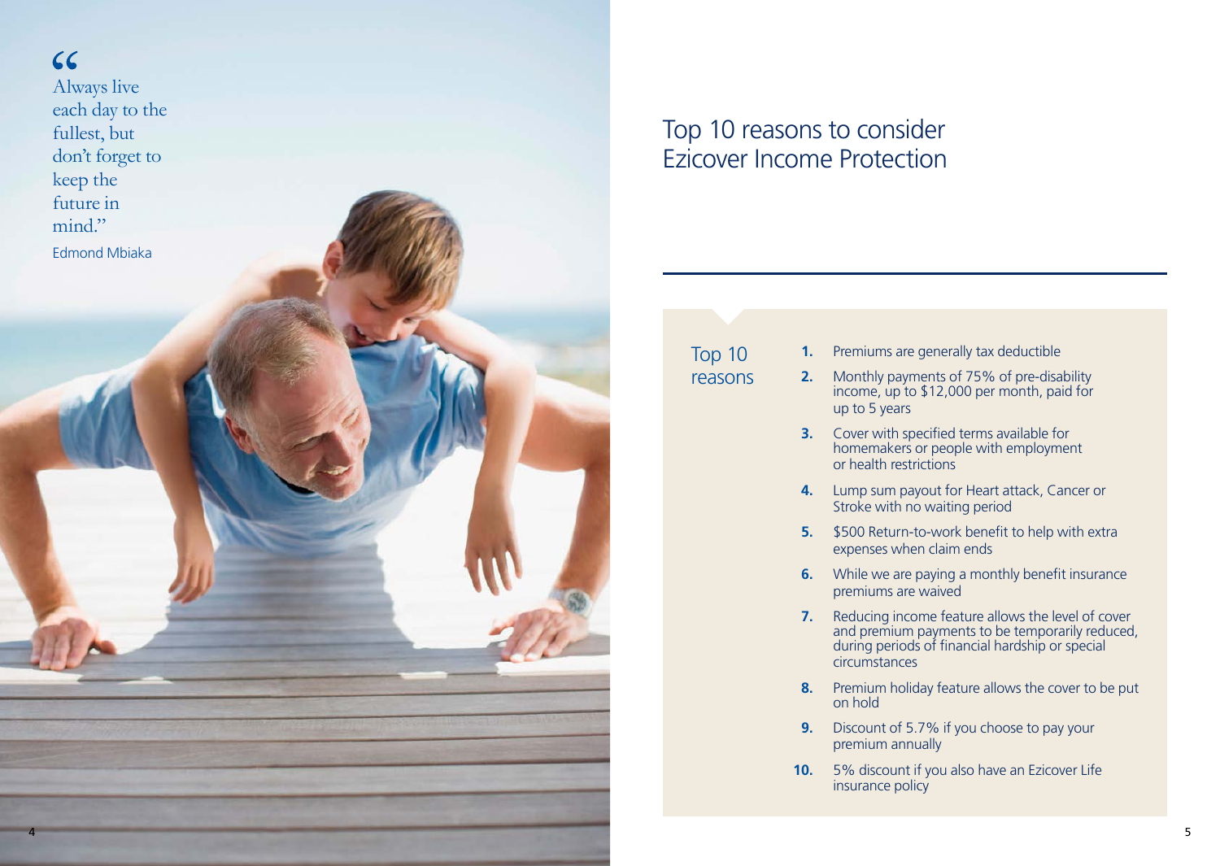> "Always live each day to the fullest, but don't forget to keep the future in mind."
>
> Edmond Mbiaka

# Top 10 reasons to consider Ezicover Income Protection

## Top 10 reasons

1. Premiums are generally tax deductible
2. Monthly payments of 75% of pre-disability income, up to $12,000 per month, paid for up to 5 years
3. Cover with specified terms available for homemakers or people with employment or health restrictions
4. Lump sum payout for Heart attack, Cancer or Stroke with no waiting period
5. $500 Return-to-work benefit to help with extra expenses when claim ends
6. While we are paying a monthly benefit insurance premiums are waived
7. Reducing income feature allows the level of cover and premium payments to be temporarily reduced, during periods of financial hardship or special circumstances
8. Premium holiday feature allows the cover to be put on hold
9. Discount of 5.7% if you choose to pay your premium annually
10. 5% discount if you also have an Ezicover Life insurance policy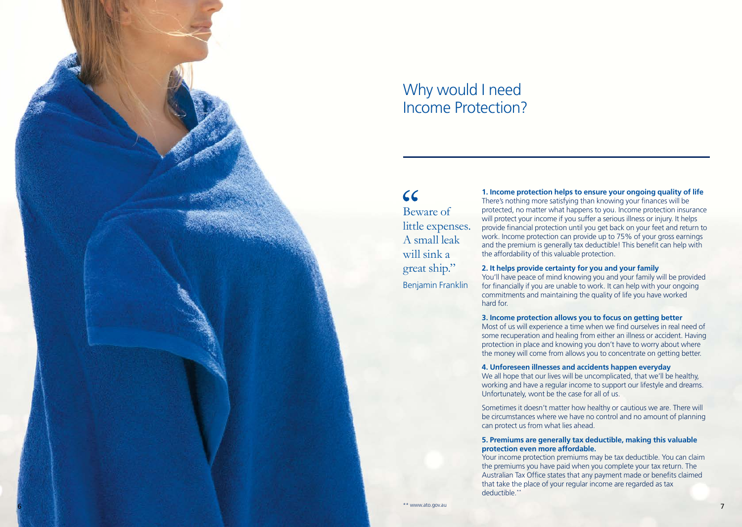# Why would I need Income Protection?

> "Beware of little expenses. A small leak will sink a great ship."
>
> Benjamin Franklin

**1. Income protection helps to ensure your ongoing quality of life**

There's nothing more satisfying than knowing your finances will be protected, no matter what happens to you. Income protection insurance will protect your income if you suffer a serious illness or injury. It helps provide financial protection until you get back on your feet and return to work. Income protection can provide up to 75% of your gross earnings and the premium is generally tax deductible! This benefit can help with the affordability of this valuable protection.

**2. It helps provide certainty for you and your family**

You'll have peace of mind knowing you and your family will be provided for financially if you are unable to work. It can help with your ongoing commitments and maintaining the quality of life you have worked hard for.

**3. Income protection allows you to focus on getting better**

Most of us will experience a time when we find ourselves in real need of some recuperation and healing from either an illness or accident. Having protection in place and knowing you don't have to worry about where the money will come from allows you to concentrate on getting better.

**4. Unforeseen illnesses and accidents happen everyday**

We all hope that our lives will be uncomplicated, that we'll be healthy, working and have a regular income to support our lifestyle and dreams. Unfortunately, wont be the case for all of us.

Sometimes it doesn't matter how healthy or cautious we are. There will be circumstances where we have no control and no amount of planning can protect us from what lies ahead.

**5. Premiums are generally tax deductible, making this valuable protection even more affordable.**

Your income protection premiums may be tax deductible. You can claim the premiums you have paid when you complete your tax return. The Australian Tax Office states that any payment made or benefits claimed that take the place of your regular income are regarded as tax deductible.**

** www.ato.gov.au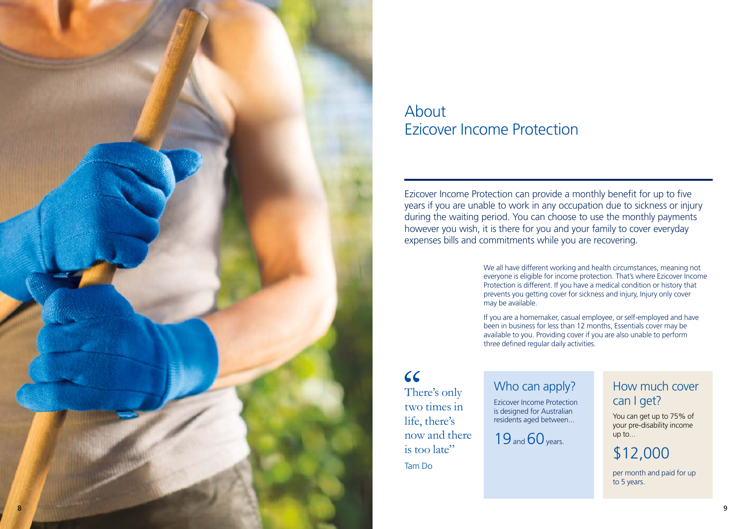# About Ezicover Income Protection

Ezicover Income Protection can provide a monthly benefit for up to five years if you are unable to work in any occupation due to sickness or injury during the waiting period. You can choose to use the monthly payments however you wish, it is there for you and your family to cover everyday expenses bills and commitments while you are recovering.

We all have different working and health circumstances, meaning not everyone is eligible for income protection. That's where Ezicover Income Protection is different. If you have a medical condition or history that prevents you getting cover for sickness and injury, Injury only cover may be available.

If you are a homemaker, casual employee, or self-employed and have been in business for less than 12 months, Essentials cover may be available to you. Providing cover if you are also unable to perform three defined regular daily activities.

> "There's only two times in life, there's now and there is too late"
>
> Tam Do

## Who can apply?

Ezicover Income Protection is designed for Australian residents aged between...

19 and 60 years.

## How much cover can I get?

You can get up to 75% of your pre-disability income up to...

$12,000

per month and paid for up to 5 years.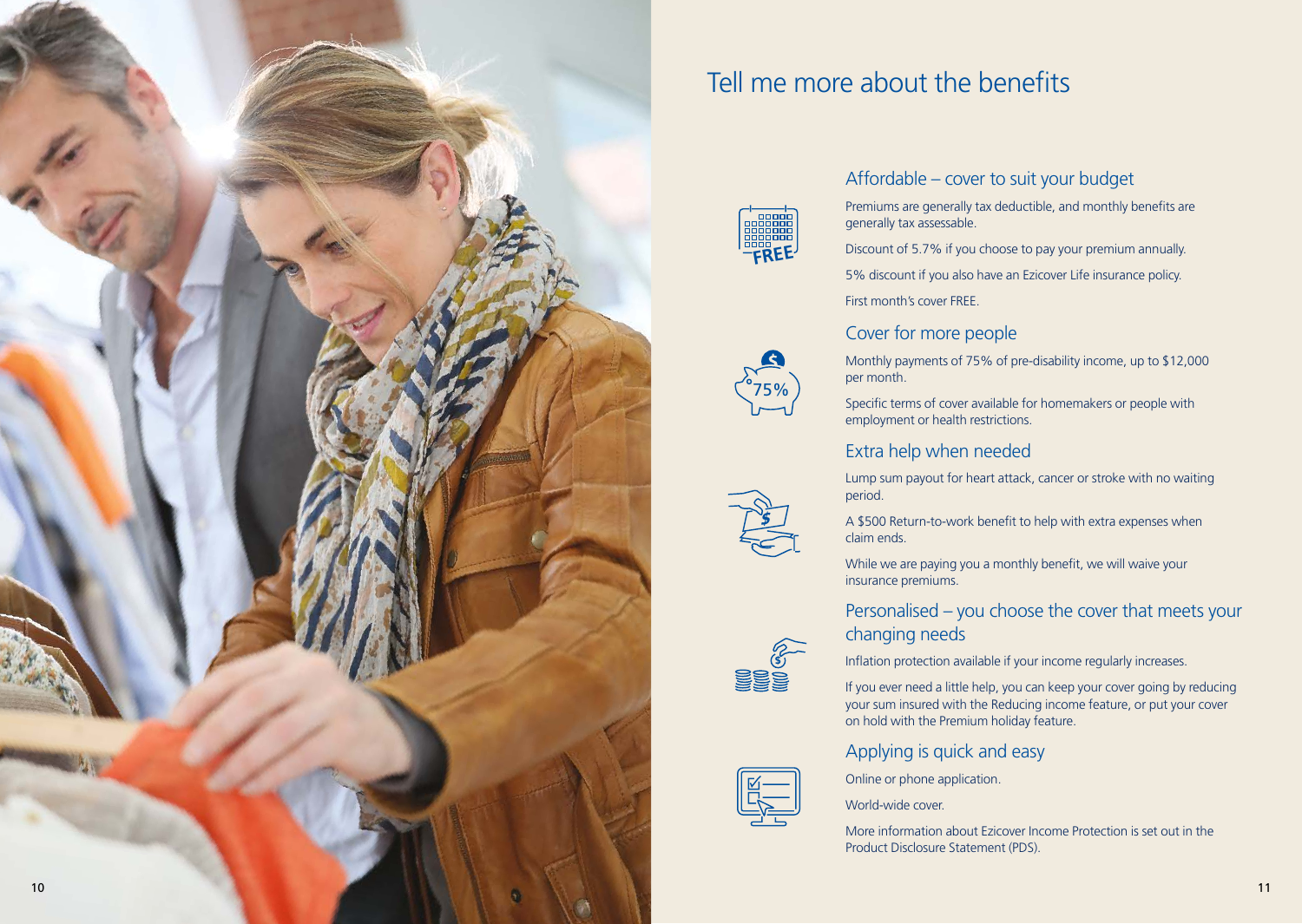# Tell me more about the benefits

## Affordable – cover to suit your budget

Premiums are generally tax deductible, and monthly benefits are generally tax assessable.

Discount of 5.7% if you choose to pay your premium annually.

5% discount if you also have an Ezicover Life insurance policy.

First month's cover FREE.

## Cover for more people

Monthly payments of 75% of pre-disability income, up to $12,000 per month.

Specific terms of cover available for homemakers or people with employment or health restrictions.

## Extra help when needed

Lump sum payout for heart attack, cancer or stroke with no waiting period.

A $500 Return-to-work benefit to help with extra expenses when claim ends.

While we are paying you a monthly benefit, we will waive your insurance premiums.

## Personalised – you choose the cover that meets your changing needs

Inflation protection available if your income regularly increases.

If you ever need a little help, you can keep your cover going by reducing your sum insured with the Reducing income feature, or put your cover on hold with the Premium holiday feature.

## Applying is quick and easy

Online or phone application.

World-wide cover.

More information about Ezicover Income Protection is set out in the Product Disclosure Statement (PDS).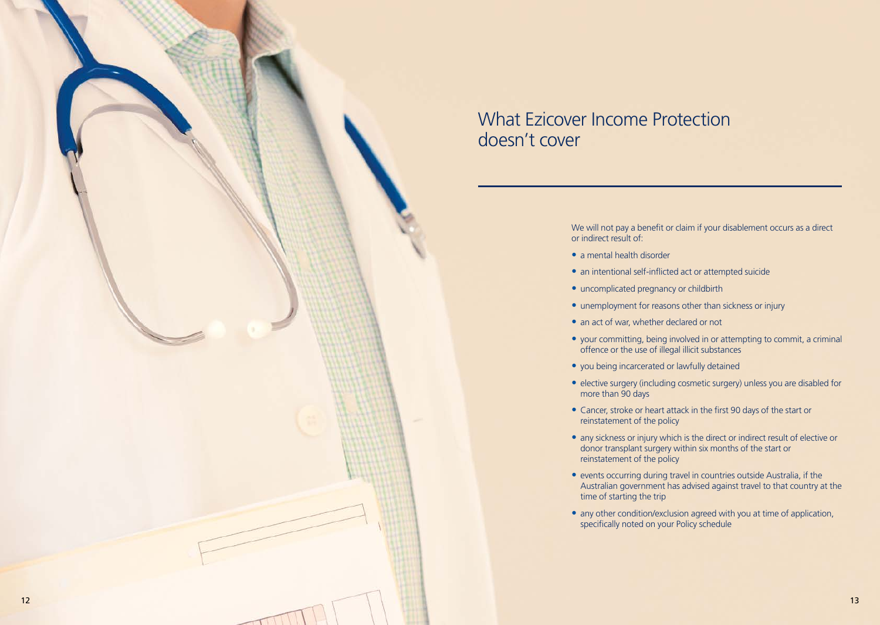# What Ezicover Income Protection doesn't cover

We will not pay a benefit or claim if your disablement occurs as a direct or indirect result of:

- a mental health disorder
- an intentional self-inflicted act or attempted suicide
- uncomplicated pregnancy or childbirth
- unemployment for reasons other than sickness or injury
- an act of war, whether declared or not
- your committing, being involved in or attempting to commit, a criminal offence or the use of illegal illicit substances
- you being incarcerated or lawfully detained
- elective surgery (including cosmetic surgery) unless you are disabled for more than 90 days
- Cancer, stroke or heart attack in the first 90 days of the start or reinstatement of the policy
- any sickness or injury which is the direct or indirect result of elective or donor transplant surgery within six months of the start or reinstatement of the policy
- events occurring during travel in countries outside Australia, if the Australian government has advised against travel to that country at the time of starting the trip
- any other condition/exclusion agreed with you at time of application, specifically noted on your Policy schedule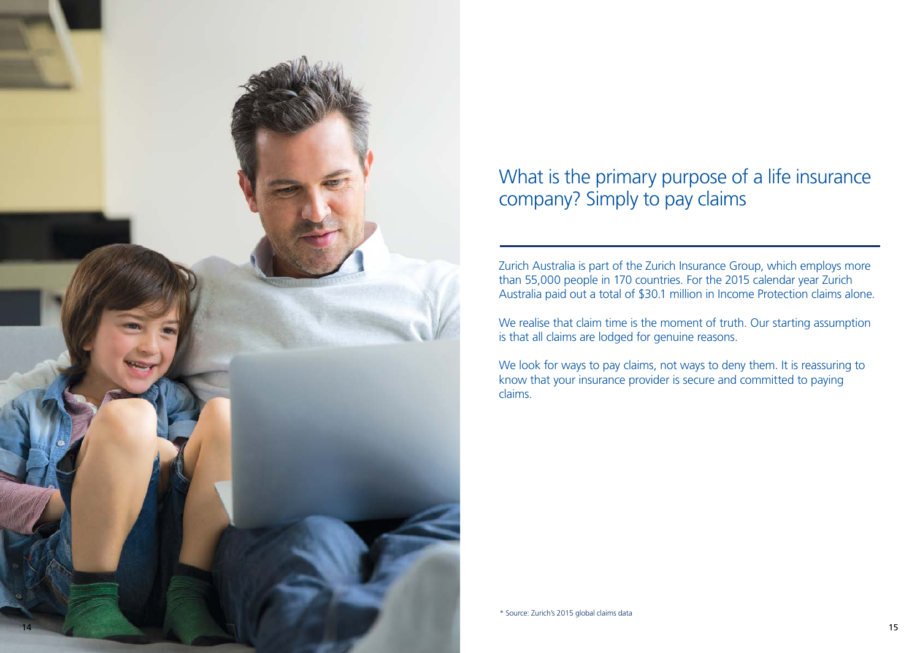# What is the primary purpose of a life insurance company? Simply to pay claims

Zurich Australia is part of the Zurich Insurance Group, which employs more than 55,000 people in 170 countries. For the 2015 calendar year Zurich Australia paid out a total of $30.1 million in Income Protection claims alone.

We realise that claim time is the moment of truth. Our starting assumption is that all claims are lodged for genuine reasons.

We look for ways to pay claims, not ways to deny them. It is reassuring to know that your insurance provider is secure and committed to paying claims.

\* Source: Zurich's 2015 global claims data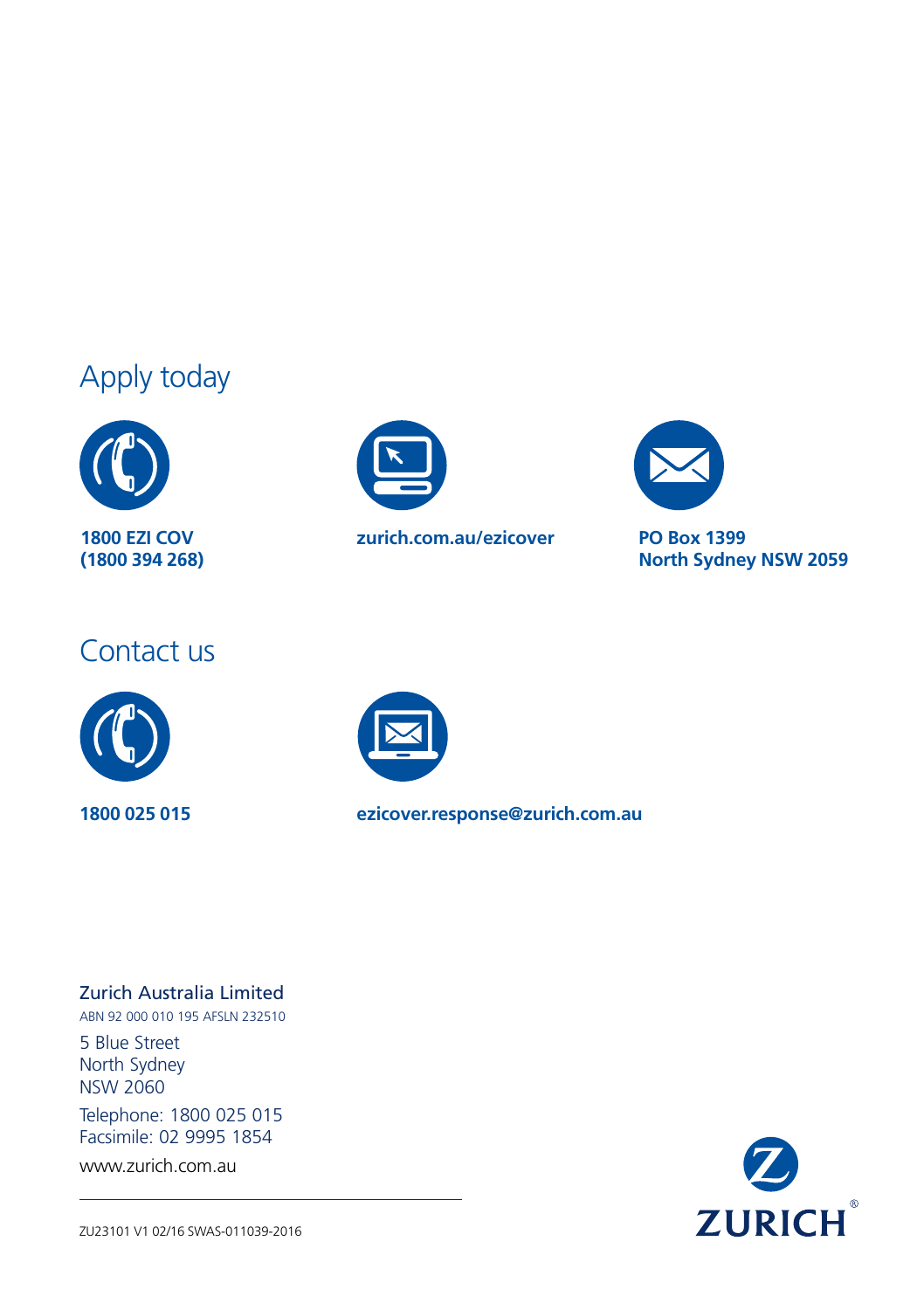## Apply today

**1800 EZI COV**
**(1800 394 268)**

**zurich.com.au/ezicover**

**PO Box 1399**
**North Sydney NSW 2059**

## Contact us

**1800 025 015**

**ezicover.response@zurich.com.au**

Zurich Australia Limited
ABN 92 000 010 195 AFSLN 232510

5 Blue Street
North Sydney
NSW 2060

Telephone: 1800 025 015
Facsimile: 02 9995 1854

www.zurich.com.au

ZU23101 V1 02/16 SWAS-011039-2016

ZURICH®